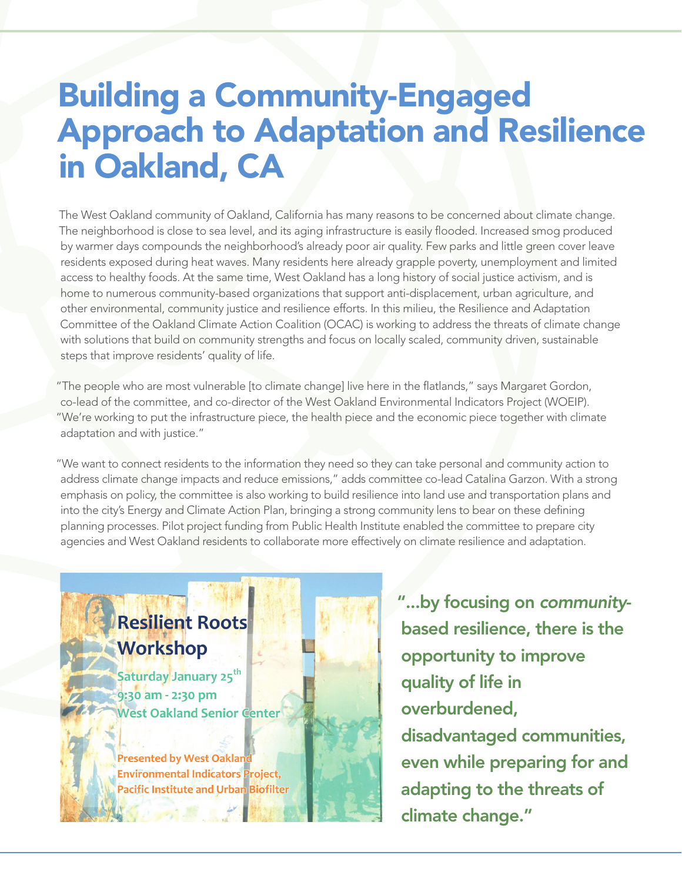# Building a Community-Engaged Approach to Adaptation and Resilience in Oakland, CA

The West Oakland community of Oakland, California has many reasons to be concerned about climate change. The neighborhood is close to sea level, and its aging infrastructure is easily flooded. Increased smog produced by warmer days compounds the neighborhood's already poor air quality. Few parks and little green cover leave residents exposed during heat waves. Many residents here already grapple poverty, unemployment and limited access to healthy foods. At the same time, West Oakland has a long history of social justice activism, and is home to numerous community-based organizations that support anti-displacement, urban agriculture, and other environmental, community justice and resilience efforts. In this milieu, the Resilience and Adaptation Committee of the Oakland Climate Action Coalition (OCAC) is working to address the threats of climate change with solutions that build on community strengths and focus on locally scaled, community driven, sustainable steps that improve residents' quality of life.

"The people who are most vulnerable [to climate change] live here in the flatlands," says Margaret Gordon, co-lead of the committee, and co-director of the West Oakland Environmental Indicators Project (WOEIP). "We're working to put the infrastructure piece, the health piece and the economic piece together with climate adaptation and with justice."

"We want to connect residents to the information they need so they can take personal and community action to address climate change impacts and reduce emissions," adds committee co-lead Catalina Garzon. With a strong emphasis on policy, the committee is also working to build resilience into land use and transportation plans and into the city's Energy and Climate Action Plan, bringing a strong community lens to bear on these defining planning processes. Pilot project funding from Public Health Institute enabled the committee to prepare city agencies and West Oakland residents to collaborate more effectively on climate resilience and adaptation.

**Resilient Roots Workshop**

**Saturday January 25th**
**9:30 am - 2:30 pm**
**West Oakland Senior Center**

**Presented by West Oakland Environmental Indicators Project, Pacific Institute and Urban Biofilter**

**"...by focusing on *community*-based resilience, there is the opportunity to improve quality of life in overburdened, disadvantaged communities, even while preparing for and adapting to the threats of climate change."**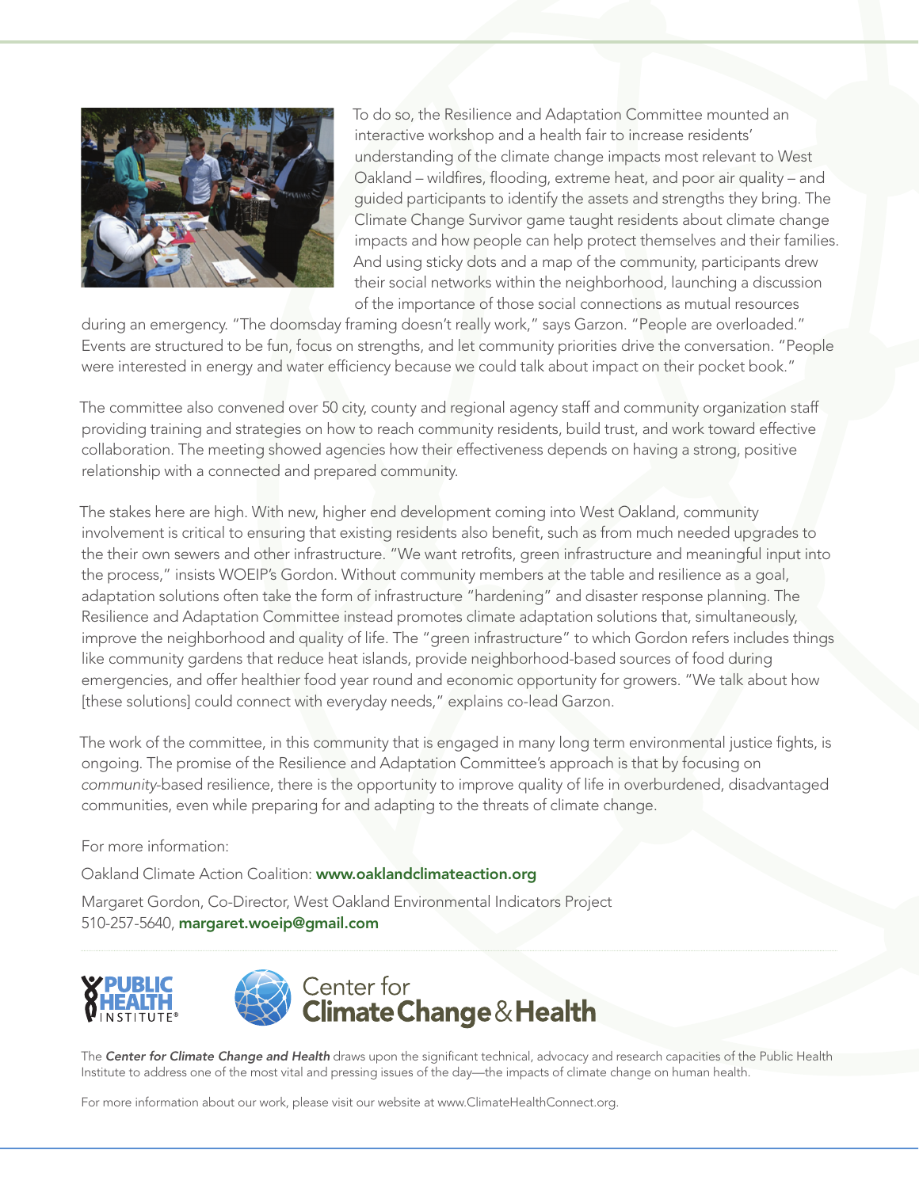To do so, the Resilience and Adaptation Committee mounted an interactive workshop and a health fair to increase residents' understanding of the climate change impacts most relevant to West Oakland – wildfires, flooding, extreme heat, and poor air quality – and guided participants to identify the assets and strengths they bring. The Climate Change Survivor game taught residents about climate change impacts and how people can help protect themselves and their families. And using sticky dots and a map of the community, participants drew their social networks within the neighborhood, launching a discussion of the importance of those social connections as mutual resources during an emergency. "The doomsday framing doesn't really work," says Garzon. "People are overloaded." Events are structured to be fun, focus on strengths, and let community priorities drive the conversation. "People were interested in energy and water efficiency because we could talk about impact on their pocket book."

The committee also convened over 50 city, county and regional agency staff and community organization staff providing training and strategies on how to reach community residents, build trust, and work toward effective collaboration. The meeting showed agencies how their effectiveness depends on having a strong, positive relationship with a connected and prepared community.

The stakes here are high. With new, higher end development coming into West Oakland, community involvement is critical to ensuring that existing residents also benefit, such as from much needed upgrades to the their own sewers and other infrastructure. "We want retrofits, green infrastructure and meaningful input into the process," insists WOEIP's Gordon. Without community members at the table and resilience as a goal, adaptation solutions often take the form of infrastructure "hardening" and disaster response planning. The Resilience and Adaptation Committee instead promotes climate adaptation solutions that, simultaneously, improve the neighborhood and quality of life. The "green infrastructure" to which Gordon refers includes things like community gardens that reduce heat islands, provide neighborhood-based sources of food during emergencies, and offer healthier food year round and economic opportunity for growers. "We talk about how [these solutions] could connect with everyday needs," explains co-lead Garzon.

The work of the committee, in this community that is engaged in many long term environmental justice fights, is ongoing. The promise of the Resilience and Adaptation Committee's approach is that by focusing on *community*-based resilience, there is the opportunity to improve quality of life in overburdened, disadvantaged communities, even while preparing for and adapting to the threats of climate change.

For more information:

Oakland Climate Action Coalition: **www.oaklandclimateaction.org**

Margaret Gordon, Co-Director, West Oakland Environmental Indicators Project
510-257-5640, **margaret.woeip@gmail.com**

PUBLIC HEALTH INSTITUTE®

Center for **Climate Change & Health**

The ***Center for Climate Change and Health*** draws upon the significant technical, advocacy and research capacities of the Public Health Institute to address one of the most vital and pressing issues of the day—the impacts of climate change on human health.

For more information about our work, please visit our website at www.ClimateHealthConnect.org.